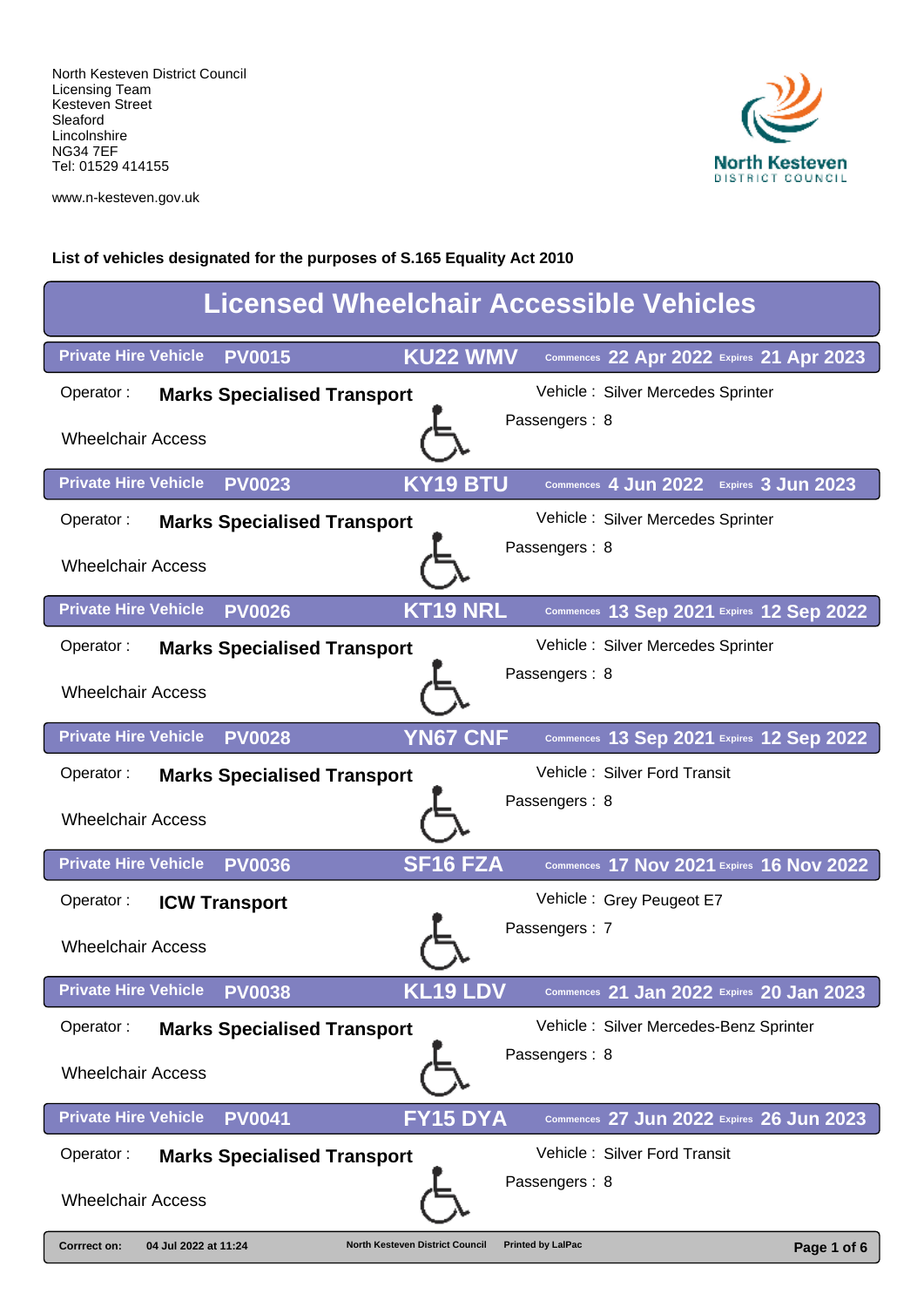North Kesteven District Council
Licensing Team
Kesteven Street
Sleaford
Lincolnshire
NG34 7EF
Tel: 01529 414155

www.n-kesteven.gov.uk

North Kesteven
DISTRICT COUNCIL

**List of vehicles designated for the purposes of S.165 Equality Act 2010**

# Licensed Wheelchair Accessible Vehicles

**Private Hire Vehicle PV0015 KU22 WMV** Commences **22 Apr 2022** Expires **21 Apr 2023**

Operator : **Marks Specialised Transport**
Vehicle : Silver Mercedes Sprinter
Passengers : 8
Wheelchair Access

**Private Hire Vehicle PV0023 KY19 BTU** Commences **4 Jun 2022** Expires **3 Jun 2023**

Operator : **Marks Specialised Transport**
Vehicle : Silver Mercedes Sprinter
Passengers : 8
Wheelchair Access

**Private Hire Vehicle PV0026 KT19 NRL** Commences **13 Sep 2021** Expires **12 Sep 2022**

Operator : **Marks Specialised Transport**
Vehicle : Silver Mercedes Sprinter
Passengers : 8
Wheelchair Access

**Private Hire Vehicle PV0028 YN67 CNF** Commences **13 Sep 2021** Expires **12 Sep 2022**

Operator : **Marks Specialised Transport**
Vehicle : Silver Ford Transit
Passengers : 8
Wheelchair Access

**Private Hire Vehicle PV0036 SF16 FZA** Commences **17 Nov 2021** Expires **16 Nov 2022**

Operator : **ICW Transport**
Vehicle : Grey Peugeot E7
Passengers : 7
Wheelchair Access

**Private Hire Vehicle PV0038 KL19 LDV** Commences **21 Jan 2022** Expires **20 Jan 2023**

Operator : **Marks Specialised Transport**
Vehicle : Silver Mercedes-Benz Sprinter
Passengers : 8
Wheelchair Access

**Private Hire Vehicle PV0041 FY15 DYA** Commences **27 Jun 2022** Expires **26 Jun 2023**

Operator : **Marks Specialised Transport**
Vehicle : Silver Ford Transit
Passengers : 8
Wheelchair Access

Corrrect on: 04 Jul 2022 at 11:24 North Kesteven District Council Printed by LalPac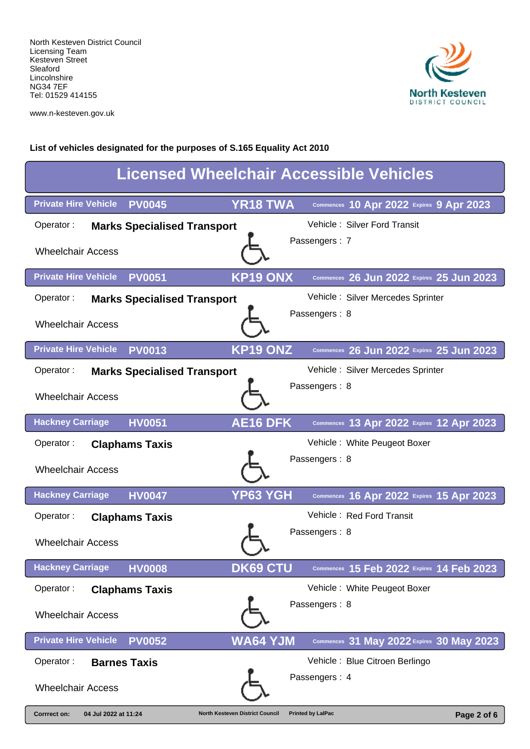North Kesteven District Council
Licensing Team
Kesteven Street
Sleaford
Lincolnshire
NG34 7EF
Tel: 01529 414155

www.n-kesteven.gov.uk

North Kesteven
DISTRICT COUNCIL

**List of vehicles designated for the purposes of S.165 Equality Act 2010**

# Licensed Wheelchair Accessible Vehicles

**Private Hire Vehicle PV0045 YR18 TWA** Commences **10 Apr 2022** Expires **9 Apr 2023**

Operator : **Marks Specialised Transport**
Vehicle : Silver Ford Transit
Passengers : 7
Wheelchair Access

**Private Hire Vehicle PV0051 KP19 ONX** Commences **26 Jun 2022** Expires **25 Jun 2023**

Operator : **Marks Specialised Transport**
Vehicle : Silver Mercedes Sprinter
Passengers : 8
Wheelchair Access

**Private Hire Vehicle PV0013 KP19 ONZ** Commences **26 Jun 2022** Expires **25 Jun 2023**

Operator : **Marks Specialised Transport**
Vehicle : Silver Mercedes Sprinter
Passengers : 8
Wheelchair Access

**Hackney Carriage HV0051 AE16 DFK** Commences **13 Apr 2022** Expires **12 Apr 2023**

Operator : **Claphams Taxis**
Vehicle : White Peugeot Boxer
Passengers : 8
Wheelchair Access

**Hackney Carriage HV0047 YP63 YGH** Commences **16 Apr 2022** Expires **15 Apr 2023**

Operator : **Claphams Taxis**
Vehicle : Red Ford Transit
Passengers : 8
Wheelchair Access

**Hackney Carriage HV0008 DK69 CTU** Commences **15 Feb 2022** Expires **14 Feb 2023**

Operator : **Claphams Taxis**
Vehicle : White Peugeot Boxer
Passengers : 8
Wheelchair Access

**Private Hire Vehicle PV0052 WA64 YJM** Commences **31 May 2022** Expires **30 May 2023**

Operator : **Barnes Taxis**
Vehicle : Blue Citroen Berlingo
Passengers : 4
Wheelchair Access

Corrrect on: 04 Jul 2022 at 11:24 North Kesteven District Council Printed by LalPac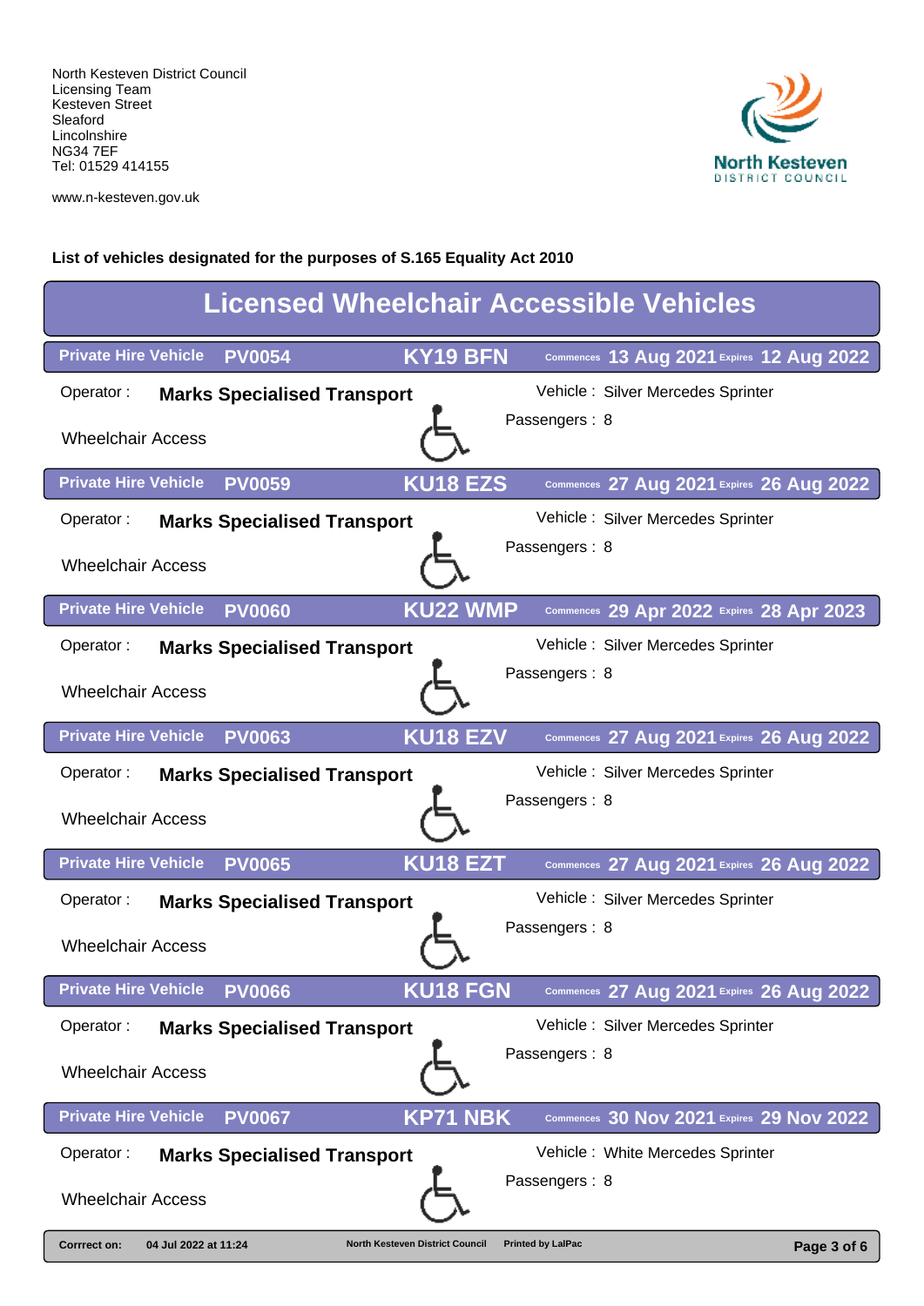North Kesteven District Council
Licensing Team
Kesteven Street
Sleaford
Lincolnshire
NG34 7EF
Tel: 01529 414155

www.n-kesteven.gov.uk

North Kesteven
DISTRICT COUNCIL

**List of vehicles designated for the purposes of S.165 Equality Act 2010**

# Licensed Wheelchair Accessible Vehicles

**Private Hire Vehicle PV0054** **KY19 BFN** Commences **13 Aug 2021** Expires **12 Aug 2022**

Operator : **Marks Specialised Transport** Vehicle : Silver Mercedes Sprinter

Passengers : 8

Wheelchair Access

**Private Hire Vehicle PV0059** **KU18 EZS** Commences **27 Aug 2021** Expires **26 Aug 2022**

Operator : **Marks Specialised Transport** Vehicle : Silver Mercedes Sprinter

Passengers : 8

Wheelchair Access

**Private Hire Vehicle PV0060** **KU22 WMP** Commences **29 Apr 2022** Expires **28 Apr 2023**

Operator : **Marks Specialised Transport** Vehicle : Silver Mercedes Sprinter

Passengers : 8

Wheelchair Access

**Private Hire Vehicle PV0063** **KU18 EZV** Commences **27 Aug 2021** Expires **26 Aug 2022**

Operator : **Marks Specialised Transport** Vehicle : Silver Mercedes Sprinter

Passengers : 8

Wheelchair Access

**Private Hire Vehicle PV0065** **KU18 EZT** Commences **27 Aug 2021** Expires **26 Aug 2022**

Operator : **Marks Specialised Transport** Vehicle : Silver Mercedes Sprinter

Passengers : 8

Wheelchair Access

**Private Hire Vehicle PV0066** **KU18 FGN** Commences **27 Aug 2021** Expires **26 Aug 2022**

Operator : **Marks Specialised Transport** Vehicle : Silver Mercedes Sprinter

Passengers : 8

Wheelchair Access

**Private Hire Vehicle PV0067** **KP71 NBK** Commences **30 Nov 2021** Expires **29 Nov 2022**

Operator : **Marks Specialised Transport** Vehicle : White Mercedes Sprinter

Passengers : 8

Wheelchair Access

Corrrect on: 04 Jul 2022 at 11:24 North Kesteven District Council Printed by LalPac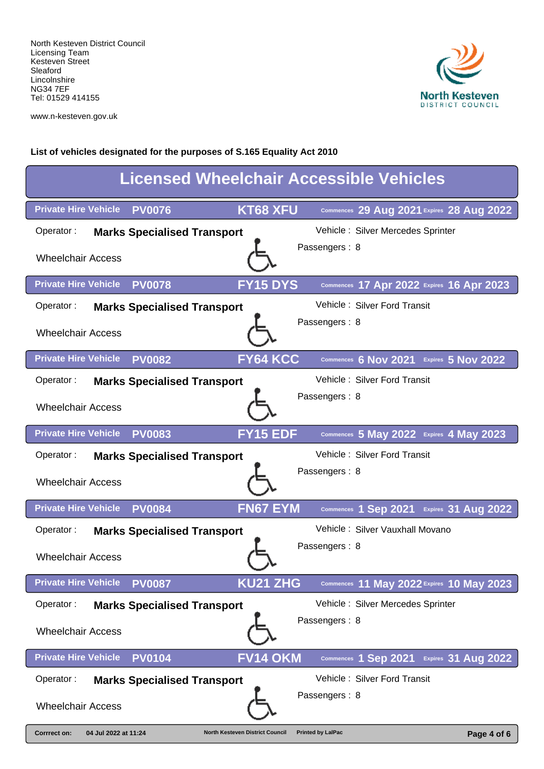North Kesteven District Council
Licensing Team
Kesteven Street
Sleaford
Lincolnshire
NG34 7EF
Tel: 01529 414155

www.n-kesteven.gov.uk

**List of vehicles designated for the purposes of S.165 Equality Act 2010**

# Licensed Wheelchair Accessible Vehicles

| Type | Licence No. | Registration | Commences | Expires | Operator | Vehicle | Passengers | Access |
|---|---|---|---|---|---|---|---|---|
| Private Hire Vehicle | PV0076 | KT68 XFU | 29 Aug 2021 | 28 Aug 2022 | Marks Specialised Transport | Silver Mercedes Sprinter | 8 | Wheelchair Access |
| Private Hire Vehicle | PV0078 | FY15 DYS | 17 Apr 2022 | 16 Apr 2023 | Marks Specialised Transport | Silver Ford Transit | 8 | Wheelchair Access |
| Private Hire Vehicle | PV0082 | FY64 KCC | 6 Nov 2021 | 5 Nov 2022 | Marks Specialised Transport | Silver Ford Transit | 8 | Wheelchair Access |
| Private Hire Vehicle | PV0083 | FY15 EDF | 5 May 2022 | 4 May 2023 | Marks Specialised Transport | Silver Ford Transit | 8 | Wheelchair Access |
| Private Hire Vehicle | PV0084 | FN67 EYM | 1 Sep 2021 | 31 Aug 2022 | Marks Specialised Transport | Silver Vauxhall Movano | 8 | Wheelchair Access |
| Private Hire Vehicle | PV0087 | KU21 ZHG | 11 May 2022 | 10 May 2023 | Marks Specialised Transport | Silver Mercedes Sprinter | 8 | Wheelchair Access |
| Private Hire Vehicle | PV0104 | FV14 OKM | 1 Sep 2021 | 31 Aug 2022 | Marks Specialised Transport | Silver Ford Transit | 8 | Wheelchair Access |

Corrrect on: 04 Jul 2022 at 11:24 — North Kesteven District Council — Printed by LalPac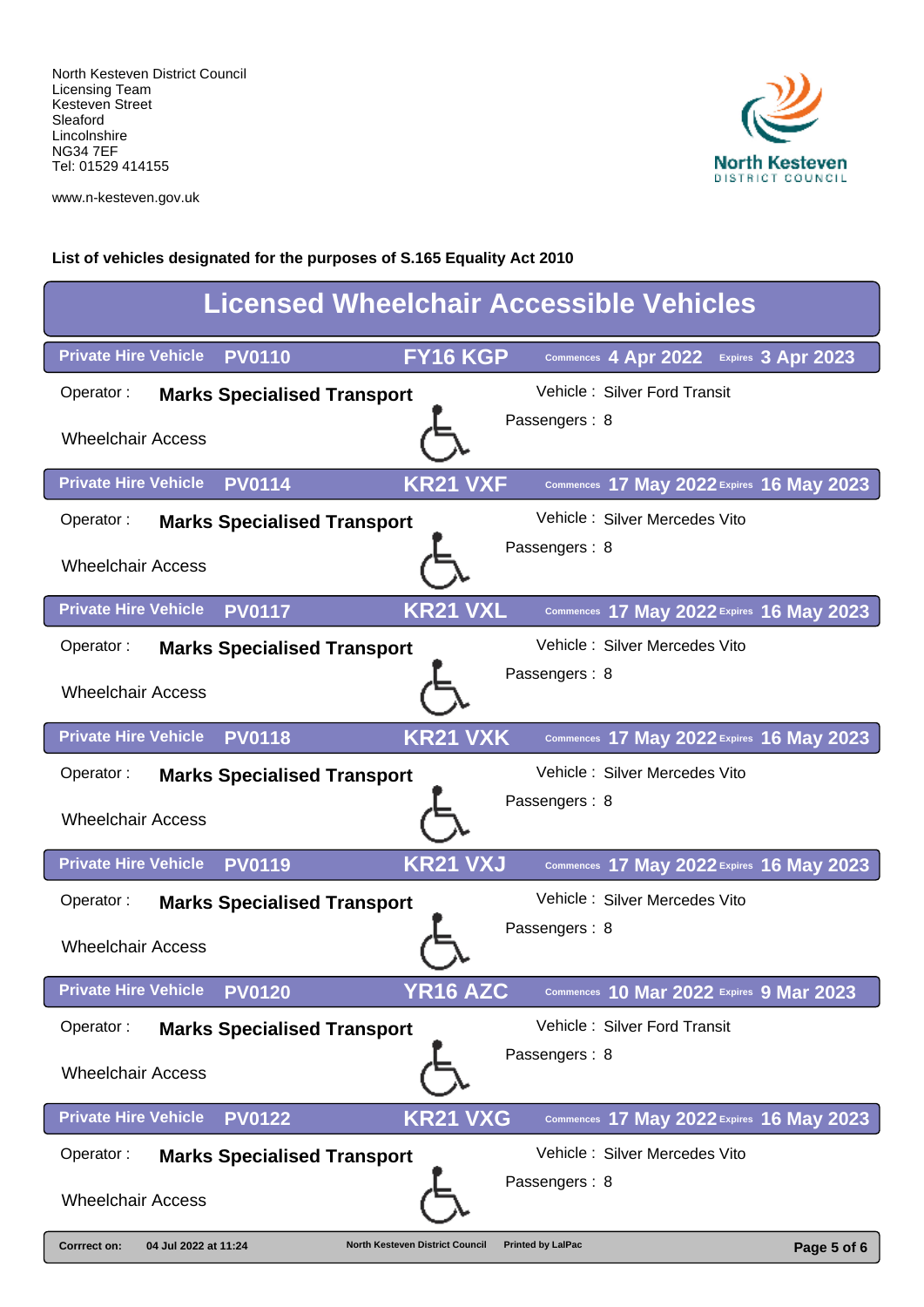North Kesteven District Council
Licensing Team
Kesteven Street
Sleaford
Lincolnshire
NG34 7EF
Tel: 01529 414155

www.n-kesteven.gov.uk

North Kesteven DISTRICT COUNCIL

**List of vehicles designated for the purposes of S.165 Equality Act 2010**

# Licensed Wheelchair Accessible Vehicles

**Private Hire Vehicle PV0110 FY16 KGP** Commences **4 Apr 2022** Expires **3 Apr 2023**

Operator : **Marks Specialised Transport**
Vehicle : Silver Ford Transit
Passengers : 8
Wheelchair Access

**Private Hire Vehicle PV0114 KR21 VXF** Commences **17 May 2022** Expires **16 May 2023**

Operator : **Marks Specialised Transport**
Vehicle : Silver Mercedes Vito
Passengers : 8
Wheelchair Access

**Private Hire Vehicle PV0117 KR21 VXL** Commences **17 May 2022** Expires **16 May 2023**

Operator : **Marks Specialised Transport**
Vehicle : Silver Mercedes Vito
Passengers : 8
Wheelchair Access

**Private Hire Vehicle PV0118 KR21 VXK** Commences **17 May 2022** Expires **16 May 2023**

Operator : **Marks Specialised Transport**
Vehicle : Silver Mercedes Vito
Passengers : 8
Wheelchair Access

**Private Hire Vehicle PV0119 KR21 VXJ** Commences **17 May 2022** Expires **16 May 2023**

Operator : **Marks Specialised Transport**
Vehicle : Silver Mercedes Vito
Passengers : 8
Wheelchair Access

**Private Hire Vehicle PV0120 YR16 AZC** Commences **10 Mar 2022** Expires **9 Mar 2023**

Operator : **Marks Specialised Transport**
Vehicle : Silver Ford Transit
Passengers : 8
Wheelchair Access

**Private Hire Vehicle PV0122 KR21 VXG** Commences **17 May 2022** Expires **16 May 2023**

Operator : **Marks Specialised Transport**
Vehicle : Silver Mercedes Vito
Passengers : 8
Wheelchair Access

Corrrect on: 04 Jul 2022 at 11:24 North Kesteven District Council Printed by LalPac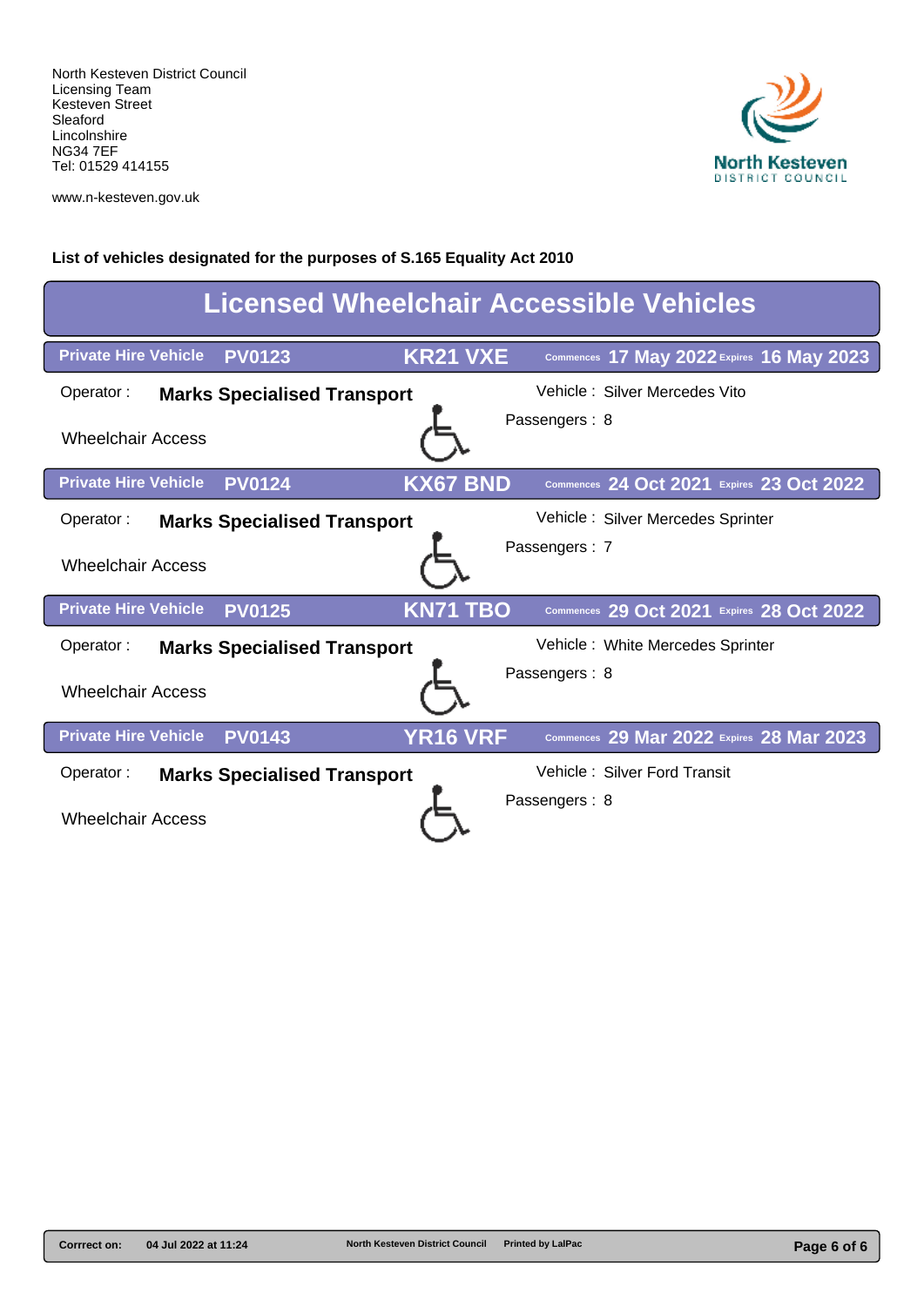North Kesteven District Council
Licensing Team
Kesteven Street
Sleaford
Lincolnshire
NG34 7EF
Tel: 01529 414155

www.n-kesteven.gov.uk

North Kesteven DISTRICT COUNCIL

**List of vehicles designated for the purposes of S.165 Equality Act 2010**

# Licensed Wheelchair Accessible Vehicles

**Private Hire Vehicle PV0123 KR21 VXE** Commences **17 May 2022** Expires **16 May 2023**

Operator : **Marks Specialised Transport**
Vehicle : Silver Mercedes Vito
Passengers : 8
Wheelchair Access

**Private Hire Vehicle PV0124 KX67 BND** Commences **24 Oct 2021** Expires **23 Oct 2022**

Operator : **Marks Specialised Transport**
Vehicle : Silver Mercedes Sprinter
Passengers : 7
Wheelchair Access

**Private Hire Vehicle PV0125 KN71 TBO** Commences **29 Oct 2021** Expires **28 Oct 2022**

Operator : **Marks Specialised Transport**
Vehicle : White Mercedes Sprinter
Passengers : 8
Wheelchair Access

**Private Hire Vehicle PV0143 YR16 VRF** Commences **29 Mar 2022** Expires **28 Mar 2023**

Operator : **Marks Specialised Transport**
Vehicle : Silver Ford Transit
Passengers : 8
Wheelchair Access

Corrrect on: 04 Jul 2022 at 11:24 North Kesteven District Council Printed by LalPac